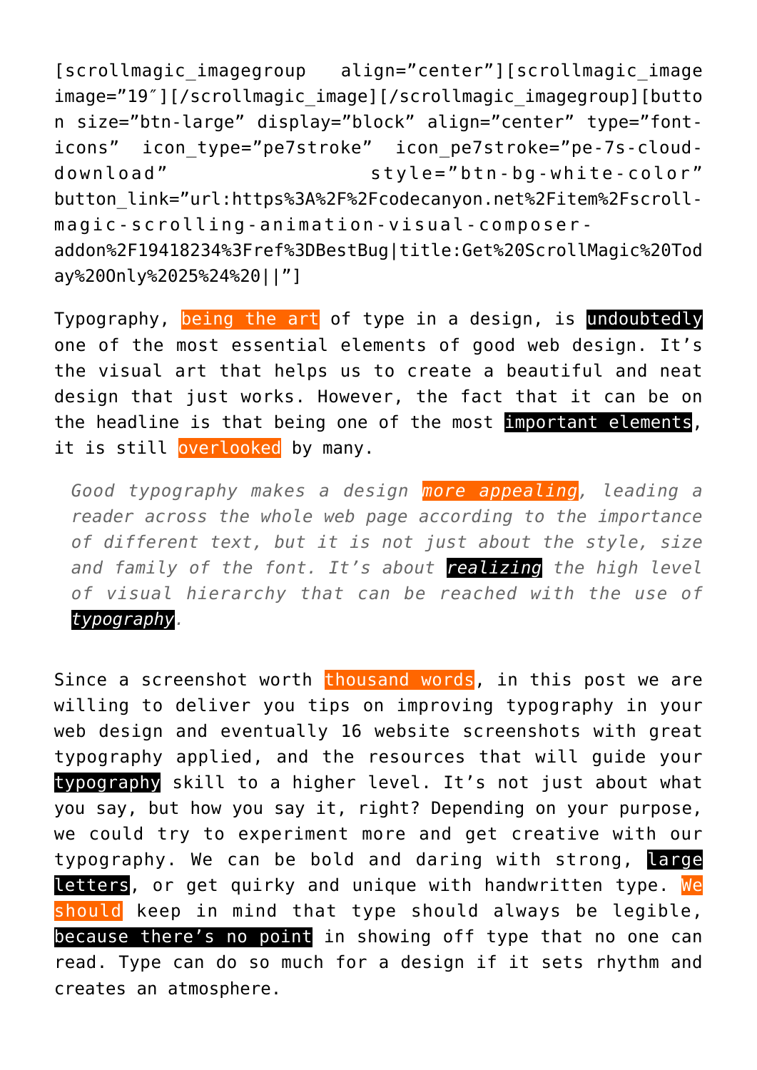[scrollmagic_imagegroup align=”center”][scrollmagic_image image=”19″][/scrollmagic_image][/scrollmagic_imagegroup][button size=”btn-large” display=”block” align=”center” type=”font-icons” icon_type=”pe7stroke” icon_pe7stroke=”pe-7s-cloud-download” style=”btn-bg-white-color” button_link=”url:https%3A%2F%2Fcodecanyon.net%2Fitem%2Fscroll-magic-scrolling-animation-visual-composer-addon%2F19418234%3Fref%3DBestBug|title:Get%20ScrollMagic%20Today%20Only%2025%24%20||”]

Typography, being the art of type in a design, is undoubtedly one of the most essential elements of good web design. It’s the visual art that helps us to create a beautiful and neat design that just works. However, the fact that it can be on the headline is that being one of the most important elements, it is still overlooked by many.

> *Good typography makes a design more appealing, leading a reader across the whole web page according to the importance of different text, but it is not just about the style, size and family of the font. It’s about realizing the high level of visual hierarchy that can be reached with the use of typography.*

Since a screenshot worth thousand words, in this post we are willing to deliver you tips on improving typography in your web design and eventually 16 website screenshots with great typography applied, and the resources that will guide your typography skill to a higher level. It’s not just about what you say, but how you say it, right? Depending on your purpose, we could try to experiment more and get creative with our typography. We can be bold and daring with strong, large letters, or get quirky and unique with handwritten type. We should keep in mind that type should always be legible, because there’s no point in showing off type that no one can read. Type can do so much for a design if it sets rhythm and creates an atmosphere.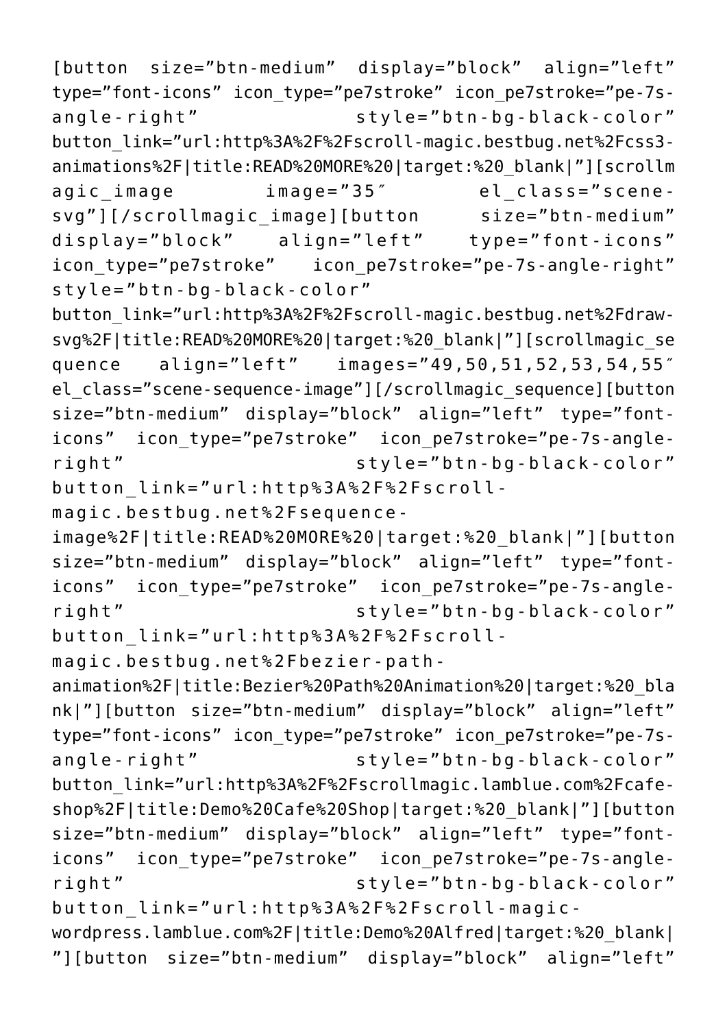[button size="btn-medium" display="block" align="left" type="font-icons" icon_type="pe7stroke" icon_pe7stroke="pe-7s-angle-right" style="btn-bg-black-color" button_link="url:http%3A%2F%2Fscroll-magic.bestbug.net%2Fcss3-animations%2F|title:READ%20MORE%20|target:%20_blank|"][scrollmagic_image image="35″ el_class="scene-svg"][/scrollmagic_image][button size="btn-medium" display="block" align="left" type="font-icons" icon_type="pe7stroke" icon_pe7stroke="pe-7s-angle-right" style="btn-bg-black-color" button_link="url:http%3A%2F%2Fscroll-magic.bestbug.net%2Fdraw-svg%2F|title:READ%20MORE%20|target:%20_blank|"][scrollmagic_sequence align="left" images="49,50,51,52,53,54,55″ el_class="scene-sequence-image"][/scrollmagic_sequence][button size="btn-medium" display="block" align="left" type="font-icons" icon_type="pe7stroke" icon_pe7stroke="pe-7s-angle-right" style="btn-bg-black-color" button_link="url:http%3A%2F%2Fscroll-magic.bestbug.net%2Fsequence-image%2F|title:READ%20MORE%20|target:%20_blank|"][button size="btn-medium" display="block" align="left" type="font-icons" icon_type="pe7stroke" icon_pe7stroke="pe-7s-angle-right" style="btn-bg-black-color" button_link="url:http%3A%2F%2Fscroll-magic.bestbug.net%2Fbezier-path-animation%2F|title:Bezier%20Path%20Animation%20|target:%20_blank|"][button size="btn-medium" display="block" align="left" type="font-icons" icon_type="pe7stroke" icon_pe7stroke="pe-7s-angle-right" style="btn-bg-black-color" button_link="url:http%3A%2F%2Fscrollmagic.lamblue.com%2Fcafe-shop%2F|title:Demo%20Cafe%20Shop|target:%20_blank|"][button size="btn-medium" display="block" align="left" type="font-icons" icon_type="pe7stroke" icon_pe7stroke="pe-7s-angle-right" style="btn-bg-black-color" button_link="url:http%3A%2F%2Fscroll-magic-wordpress.lamblue.com%2F|title:Demo%20Alfred|target:%20_blank|"][button size="btn-medium" display="block" align="left"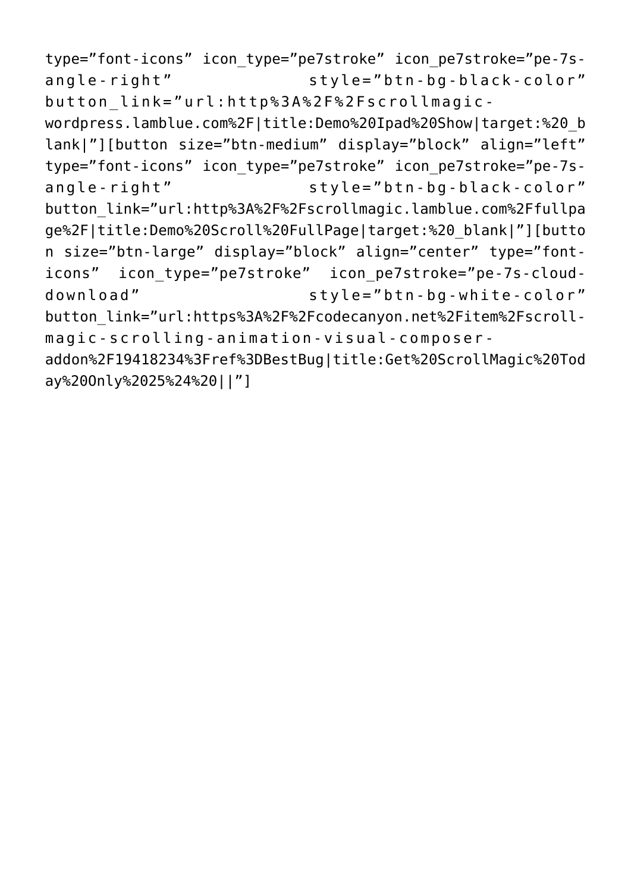type=”font-icons” icon_type=”pe7stroke” icon_pe7stroke=”pe-7s-angle-right” style=”btn-bg-black-color” button_link=”url:http%3A%2F%2Fscrollmagic-wordpress.lamblue.com%2F|title:Demo%20Ipad%20Show|target:%20_blank|”][button size=”btn-medium” display=”block” align=”left” type=”font-icons” icon_type=”pe7stroke” icon_pe7stroke=”pe-7s-angle-right” style=”btn-bg-black-color” button_link=”url:http%3A%2F%2Fscrollmagic.lamblue.com%2Ffullpage%2F|title:Demo%20Scroll%20FullPage|target:%20_blank|”][button size=”btn-large” display=”block” align=”center” type=”font-icons” icon_type=”pe7stroke” icon_pe7stroke=”pe-7s-cloud-download” style=”btn-bg-white-color” button_link=”url:https%3A%2F%2Fcodecanyon.net%2Fitem%2Fscroll-magic-scrolling-animation-visual-composer-addon%2F19418234%3Fref%3DBestBug|title:Get%20ScrollMagic%20Today%20Only%2025%24%20||”]